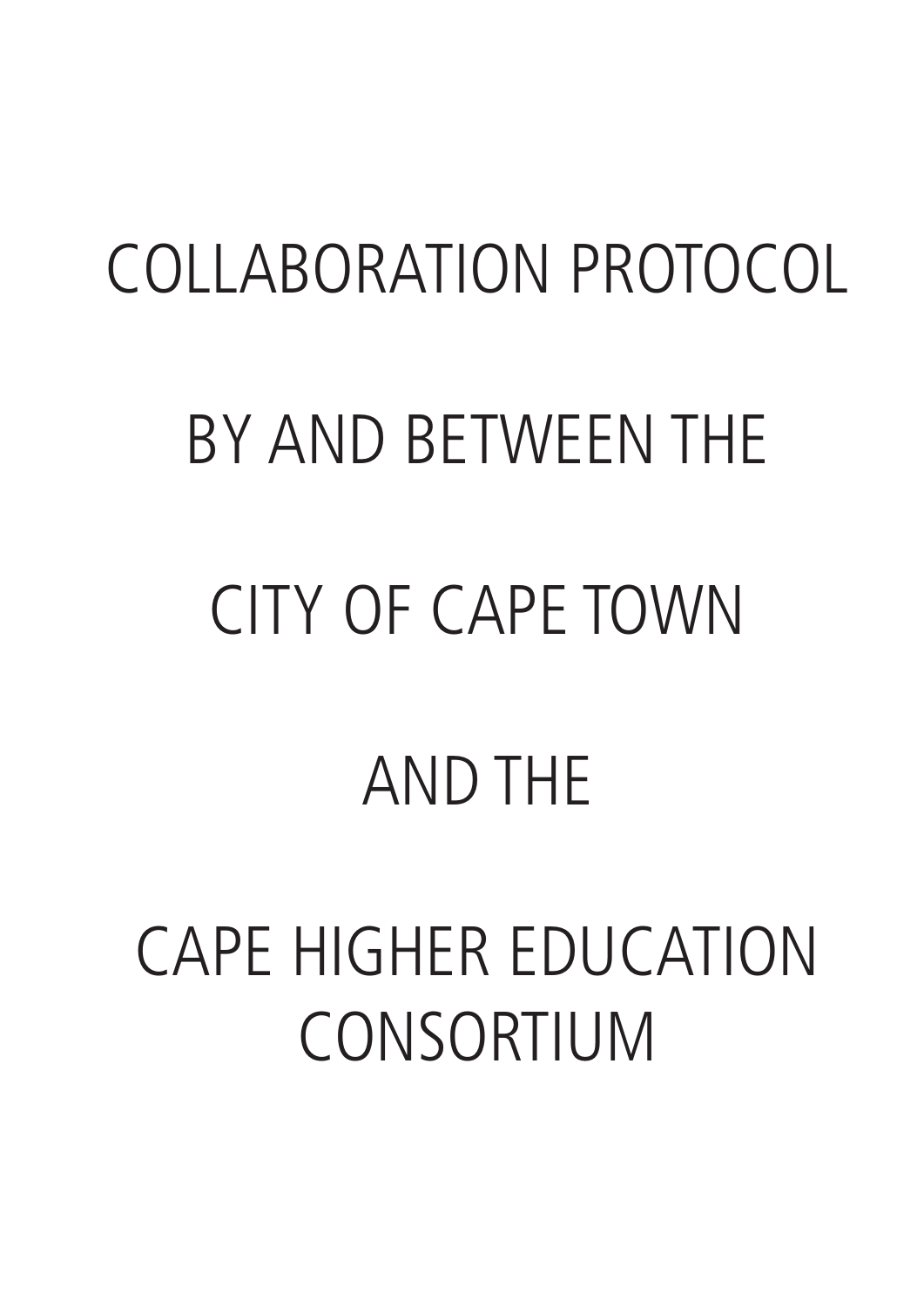# COLLABORATION PROTOCOL

# BY AND BETWEEN THE

# CITY OF CAPE TOWN

# AND THE

# CAPE HIGHER EDUCATION CONSORTIUM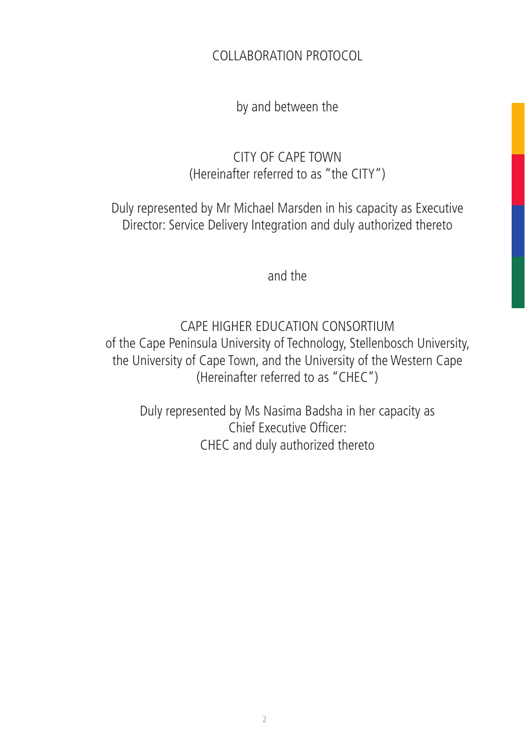# COLLABORATION PROTOCOL

by and between the

CITY OF CAPE TOWN
(Hereinafter referred to as "the CITY")

Duly represented by Mr Michael Marsden in his capacity as Executive Director: Service Delivery Integration and duly authorized thereto

and the

CAPE HIGHER EDUCATION CONSORTIUM
of the Cape Peninsula University of Technology, Stellenbosch University, the University of Cape Town, and the University of the Western Cape
(Hereinafter referred to as "CHEC")

Duly represented by Ms Nasima Badsha in her capacity as Chief Executive Officer:
CHEC and duly authorized thereto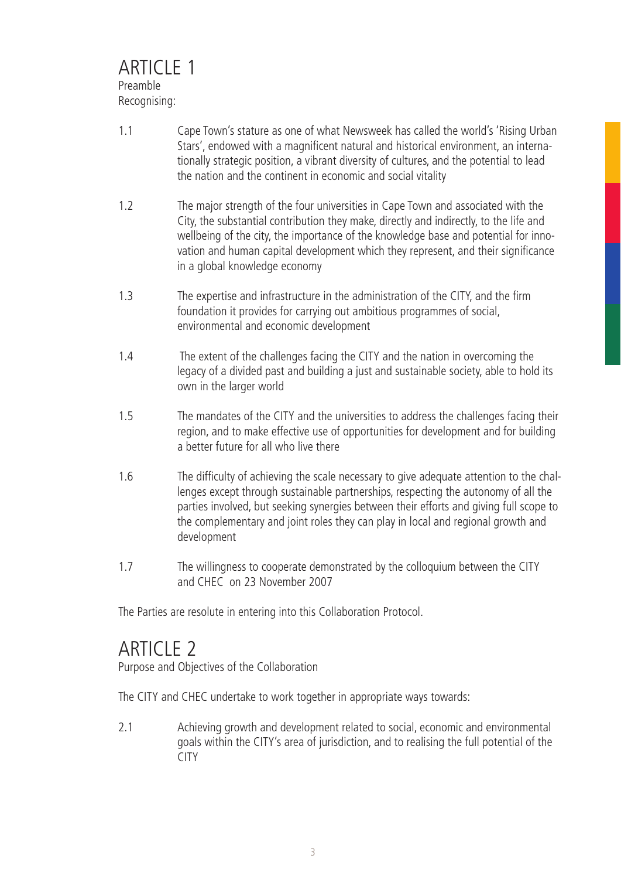# ARTICLE 1

Preamble

Recognising:

1.1 Cape Town's stature as one of what Newsweek has called the world's 'Rising Urban Stars', endowed with a magnificent natural and historical environment, an internationally strategic position, a vibrant diversity of cultures, and the potential to lead the nation and the continent in economic and social vitality

1.2 The major strength of the four universities in Cape Town and associated with the City, the substantial contribution they make, directly and indirectly, to the life and wellbeing of the city, the importance of the knowledge base and potential for innovation and human capital development which they represent, and their significance in a global knowledge economy

1.3 The expertise and infrastructure in the administration of the CITY, and the firm foundation it provides for carrying out ambitious programmes of social, environmental and economic development

1.4 The extent of the challenges facing the CITY and the nation in overcoming the legacy of a divided past and building a just and sustainable society, able to hold its own in the larger world

1.5 The mandates of the CITY and the universities to address the challenges facing their region, and to make effective use of opportunities for development and for building a better future for all who live there

1.6 The difficulty of achieving the scale necessary to give adequate attention to the challenges except through sustainable partnerships, respecting the autonomy of all the parties involved, but seeking synergies between their efforts and giving full scope to the complementary and joint roles they can play in local and regional growth and development

1.7 The willingness to cooperate demonstrated by the colloquium between the CITY and CHEC on 23 November 2007

The Parties are resolute in entering into this Collaboration Protocol.

# ARTICLE 2

Purpose and Objectives of the Collaboration

The CITY and CHEC undertake to work together in appropriate ways towards:

2.1 Achieving growth and development related to social, economic and environmental goals within the CITY's area of jurisdiction, and to realising the full potential of the CITY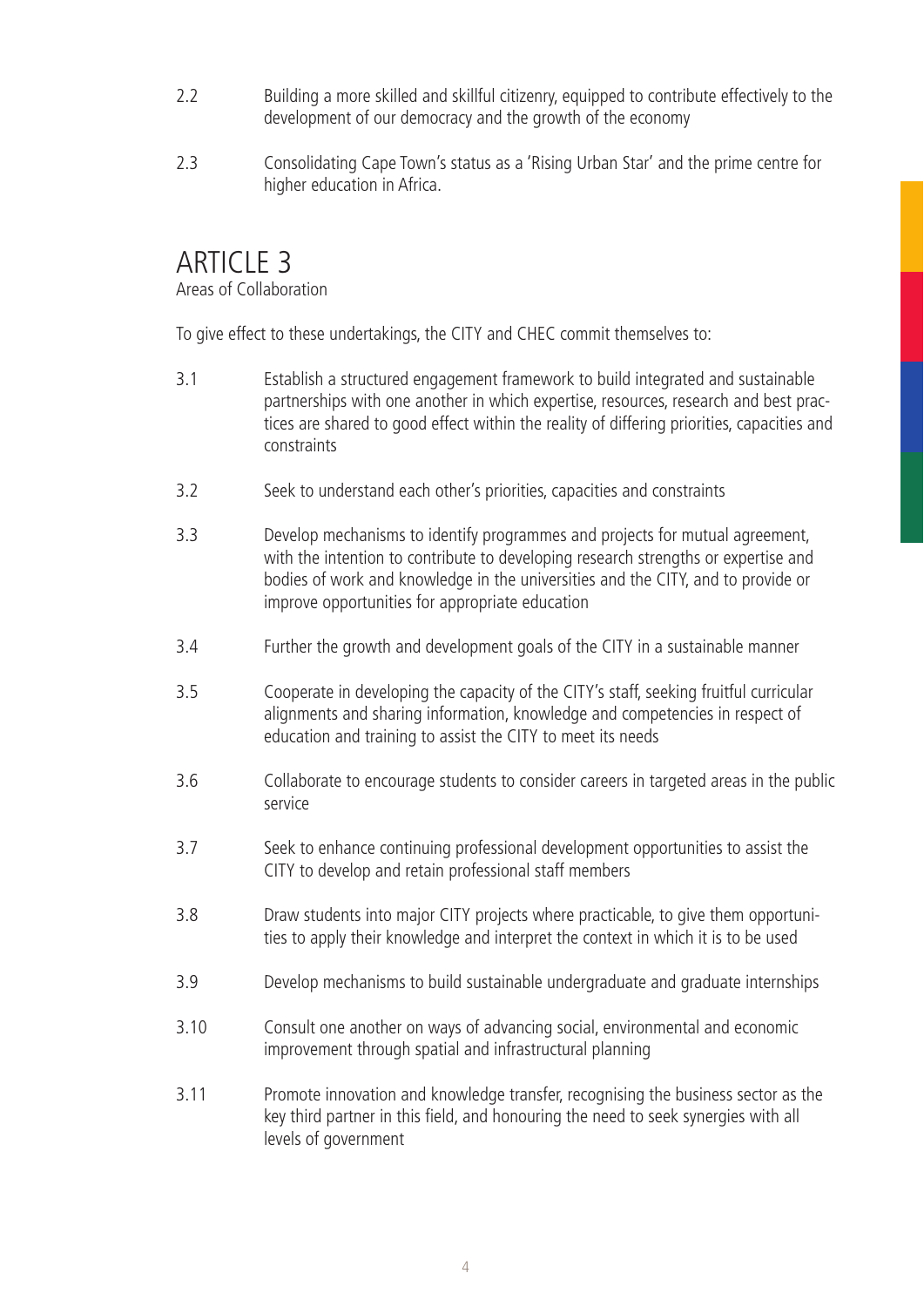2.2 Building a more skilled and skillful citizenry, equipped to contribute effectively to the development of our democracy and the growth of the economy

2.3 Consolidating Cape Town's status as a 'Rising Urban Star' and the prime centre for higher education in Africa.

# ARTICLE 3

Areas of Collaboration

To give effect to these undertakings, the CITY and CHEC commit themselves to:

3.1 Establish a structured engagement framework to build integrated and sustainable partnerships with one another in which expertise, resources, research and best practices are shared to good effect within the reality of differing priorities, capacities and constraints

3.2 Seek to understand each other's priorities, capacities and constraints

3.3 Develop mechanisms to identify programmes and projects for mutual agreement, with the intention to contribute to developing research strengths or expertise and bodies of work and knowledge in the universities and the CITY, and to provide or improve opportunities for appropriate education

3.4 Further the growth and development goals of the CITY in a sustainable manner

3.5 Cooperate in developing the capacity of the CITY's staff, seeking fruitful curricular alignments and sharing information, knowledge and competencies in respect of education and training to assist the CITY to meet its needs

3.6 Collaborate to encourage students to consider careers in targeted areas in the public service

3.7 Seek to enhance continuing professional development opportunities to assist the CITY to develop and retain professional staff members

3.8 Draw students into major CITY projects where practicable, to give them opportunities to apply their knowledge and interpret the context in which it is to be used

3.9 Develop mechanisms to build sustainable undergraduate and graduate internships

3.10 Consult one another on ways of advancing social, environmental and economic improvement through spatial and infrastructural planning

3.11 Promote innovation and knowledge transfer, recognising the business sector as the key third partner in this field, and honouring the need to seek synergies with all levels of government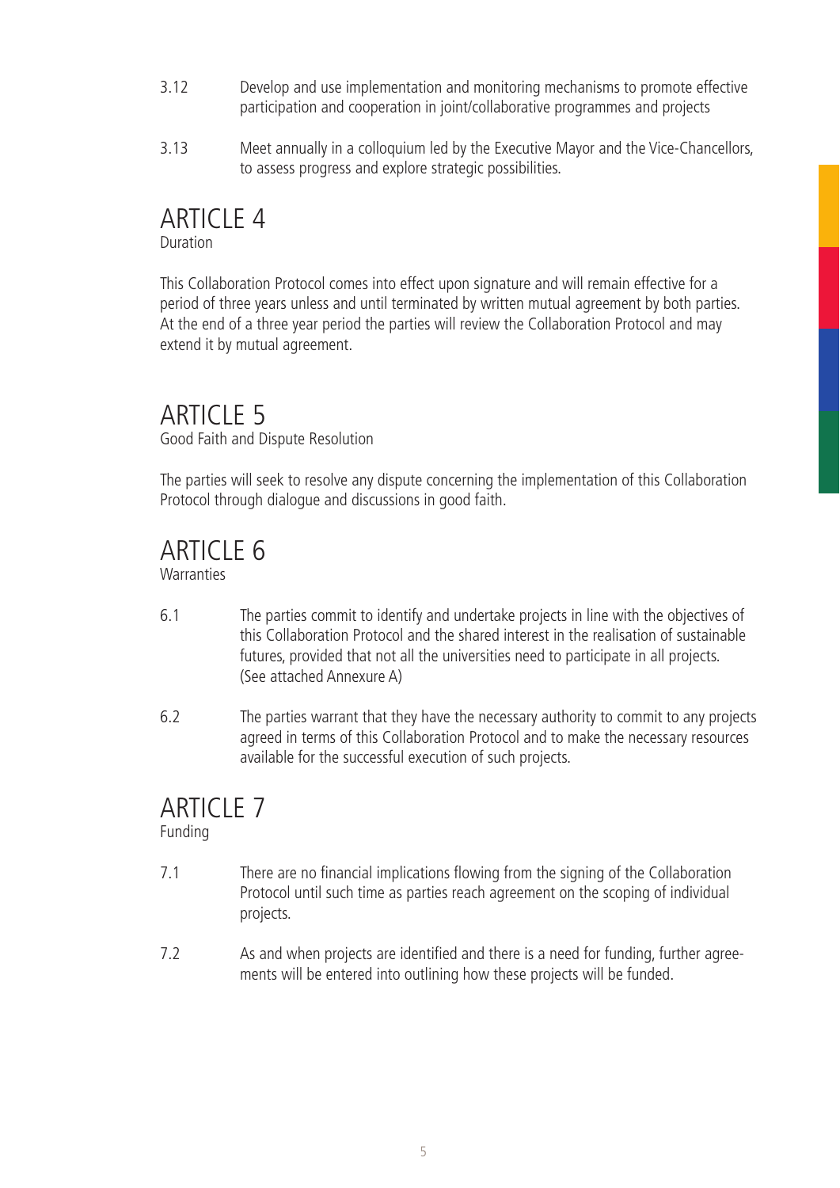3.12 Develop and use implementation and monitoring mechanisms to promote effective participation and cooperation in joint/collaborative programmes and projects

3.13 Meet annually in a colloquium led by the Executive Mayor and the Vice-Chancellors, to assess progress and explore strategic possibilities.

# ARTICLE 4

Duration

This Collaboration Protocol comes into effect upon signature and will remain effective for a period of three years unless and until terminated by written mutual agreement by both parties. At the end of a three year period the parties will review the Collaboration Protocol and may extend it by mutual agreement.

# ARTICLE 5

Good Faith and Dispute Resolution

The parties will seek to resolve any dispute concerning the implementation of this Collaboration Protocol through dialogue and discussions in good faith.

# ARTICLE 6

Warranties

6.1 The parties commit to identify and undertake projects in line with the objectives of this Collaboration Protocol and the shared interest in the realisation of sustainable futures, provided that not all the universities need to participate in all projects. (See attached Annexure A)

6.2 The parties warrant that they have the necessary authority to commit to any projects agreed in terms of this Collaboration Protocol and to make the necessary resources available for the successful execution of such projects.

# ARTICLE 7

Funding

7.1 There are no financial implications flowing from the signing of the Collaboration Protocol until such time as parties reach agreement on the scoping of individual projects.

7.2 As and when projects are identified and there is a need for funding, further agreements will be entered into outlining how these projects will be funded.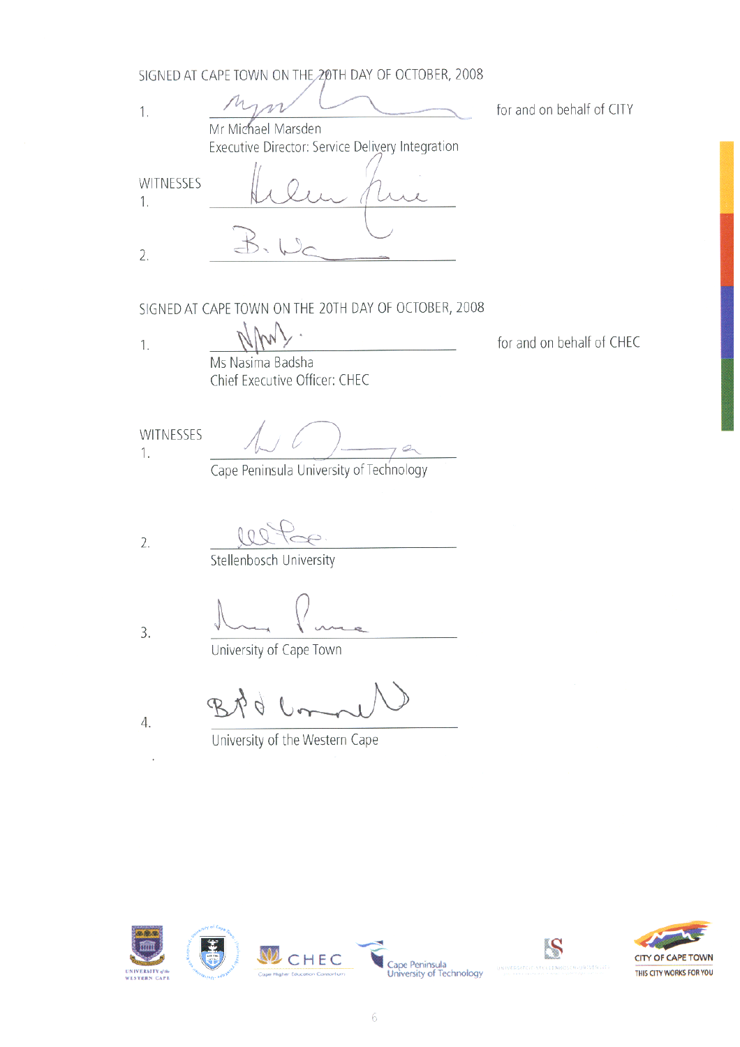SIGNED AT CAPE TOWN ON THE 20TH DAY OF OCTOBER, 2008

1. \_\_\_\_\_\_\_\_\_\_\_\_\_\_\_\_\_\_\_\_\_\_\_\_ for and on behalf of CITY

Mr Michael Marsden
Executive Director: Service Delivery Integration

WITNESSES

1. \_\_\_\_\_\_\_\_\_\_\_\_\_\_\_\_\_\_\_\_\_\_\_\_

2. \_\_\_\_\_\_\_\_\_\_\_\_\_\_\_\_\_\_\_\_\_\_\_\_

SIGNED AT CAPE TOWN ON THE 20TH DAY OF OCTOBER, 2008

1. \_\_\_\_\_\_\_\_\_\_\_\_\_\_\_\_\_\_\_\_\_\_\_\_ for and on behalf of CHEC

Ms Nasima Badsha
Chief Executive Officer: CHEC

WITNESSES

1. \_\_\_\_\_\_\_\_\_\_\_\_\_\_\_\_\_\_\_\_\_\_\_\_
Cape Peninsula University of Technology

2. \_\_\_\_\_\_\_\_\_\_\_\_\_\_\_\_\_\_\_\_\_\_\_\_
Stellenbosch University

3. \_\_\_\_\_\_\_\_\_\_\_\_\_\_\_\_\_\_\_\_\_\_\_\_
University of Cape Town

4. \_\_\_\_\_\_\_\_\_\_\_\_\_\_\_\_\_\_\_\_\_\_\_\_
University of the Western Cape

UNIVERSITY of the WESTERN CAPE CHEC Cape Higher Education Consortium Cape Peninsula University of Technology CITY OF CAPE TOWN THIS CITY WORKS FOR YOU